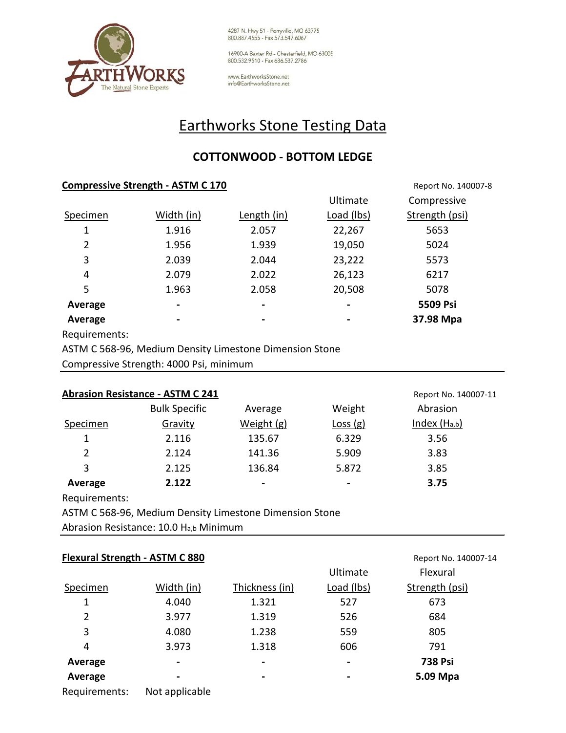EARTHWORKS
The Natural Stone Experts

4287 N. Hwy 51 · Perryville, MO 63775
800.887.4555 · Fax 573.547.6067

16900-A Baxter Rd · Chesterfield, MO 63005
800.532.9510 · Fax 636.537.2786

www.EarthworksStone.net
info@EarthworksStone.net

# Earthworks Stone Testing Data

## COTTONWOOD - BOTTOM LEDGE

### Compressive Strength - ASTM C 170

Report No. 140007-8

| Specimen | Width (in) | Length (in) | Ultimate Load (lbs) | Compressive Strength (psi) |
|---|---|---|---|---|
| 1 | 1.916 | 2.057 | 22,267 | 5653 |
| 2 | 1.956 | 1.939 | 19,050 | 5024 |
| 3 | 2.039 | 2.044 | 23,222 | 5573 |
| 4 | 2.079 | 2.022 | 26,123 | 6217 |
| 5 | 1.963 | 2.058 | 20,508 | 5078 |
| **Average** | - | - | - | **5509 Psi** |
| **Average** | - | - | - | **37.98 Mpa** |

Requirements:
ASTM C 568-96, Medium Density Limestone Dimension Stone
Compressive Strength: 4000 Psi, minimum

### Abrasion Resistance - ASTM C 241

Report No. 140007-11

| Specimen | Bulk Specific Gravity | Average Weight (g) | Weight Loss (g) | Abrasion Index ($H_{a,b}$) |
|---|---|---|---|---|
| 1 | 2.116 | 135.67 | 6.329 | 3.56 |
| 2 | 2.124 | 141.36 | 5.909 | 3.83 |
| 3 | 2.125 | 136.84 | 5.872 | 3.85 |
| **Average** | **2.122** | - | - | **3.75** |

Requirements:
ASTM C 568-96, Medium Density Limestone Dimension Stone
Abrasion Resistance: 10.0 $H_{a,b}$ Minimum

### Flexural Strength - ASTM C 880

Report No. 140007-14

| Specimen | Width (in) | Thickness (in) | Ultimate Load (lbs) | Flexural Strength (psi) |
|---|---|---|---|---|
| 1 | 4.040 | 1.321 | 527 | 673 |
| 2 | 3.977 | 1.319 | 526 | 684 |
| 3 | 4.080 | 1.238 | 559 | 805 |
| 4 | 3.973 | 1.318 | 606 | 791 |
| **Average** | - | - | - | **738 Psi** |
| **Average** | - | - | - | **5.09 Mpa** |

Requirements: Not applicable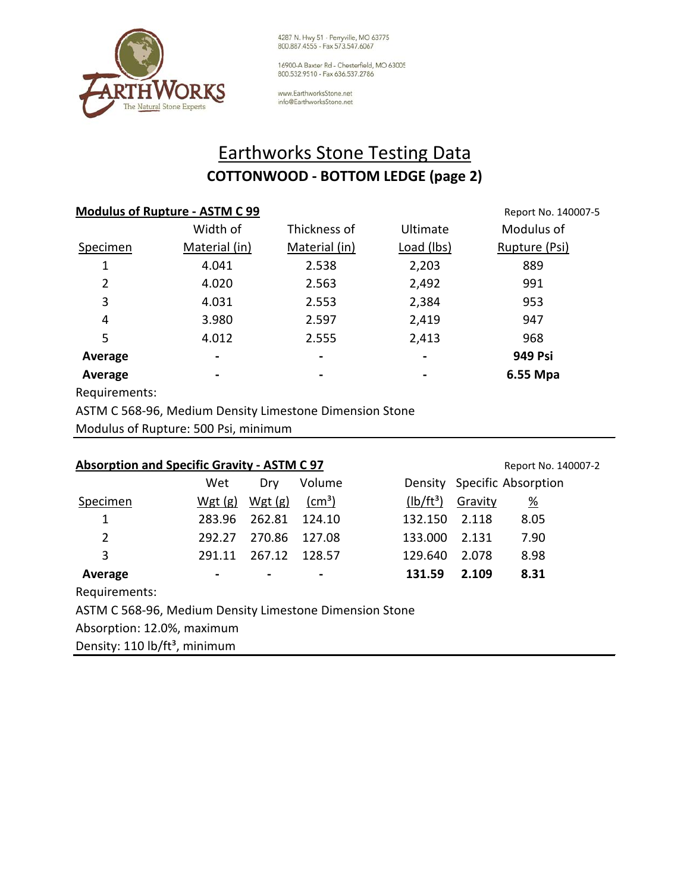4287 N. Hwy 51 · Perryville, MO 63775
800.887.4555 · Fax 573.547.6067

16900-A Baxter Rd · Chesterfield, MO 63005
800.532.9510 · Fax 636.537.2786

www.EarthworksStone.net
info@EarthworksStone.net

# Earthworks Stone Testing Data

## COTTONWOOD - BOTTOM LEDGE (page 2)

### Modulus of Rupture - ASTM C 99

Report No. 140007-5

| Specimen | Width of Material (in) | Thickness of Material (in) | Ultimate Load (lbs) | Modulus of Rupture (Psi) |
|---|---|---|---|---|
| 1 | 4.041 | 2.538 | 2,203 | 889 |
| 2 | 4.020 | 2.563 | 2,492 | 991 |
| 3 | 4.031 | 2.553 | 2,384 | 953 |
| 4 | 3.980 | 2.597 | 2,419 | 947 |
| 5 | 4.012 | 2.555 | 2,413 | 968 |
| **Average** | - | - | - | **949 Psi** |
| **Average** | - | - | - | **6.55 Mpa** |

Requirements:

ASTM C 568-96, Medium Density Limestone Dimension Stone

Modulus of Rupture: 500 Psi, minimum

### Absorption and Specific Gravity - ASTM C 97

Report No. 140007-2

| Specimen | Wet Wgt (g) | Dry Wgt (g) | Volume ($cm^3$) | Density ($lb/ft^3$) | Specific Gravity | Absorption % |
|---|---|---|---|---|---|---|
| 1 | 283.96 | 262.81 | 124.10 | 132.150 | 2.118 | 8.05 |
| 2 | 292.27 | 270.86 | 127.08 | 133.000 | 2.131 | 7.90 |
| 3 | 291.11 | 267.12 | 128.57 | 129.640 | 2.078 | 8.98 |
| **Average** | - | - | - | **131.59** | **2.109** | **8.31** |

Requirements:

ASTM C 568-96, Medium Density Limestone Dimension Stone

Absorption: 12.0%, maximum

Density: 110 $lb/ft^3$, minimum